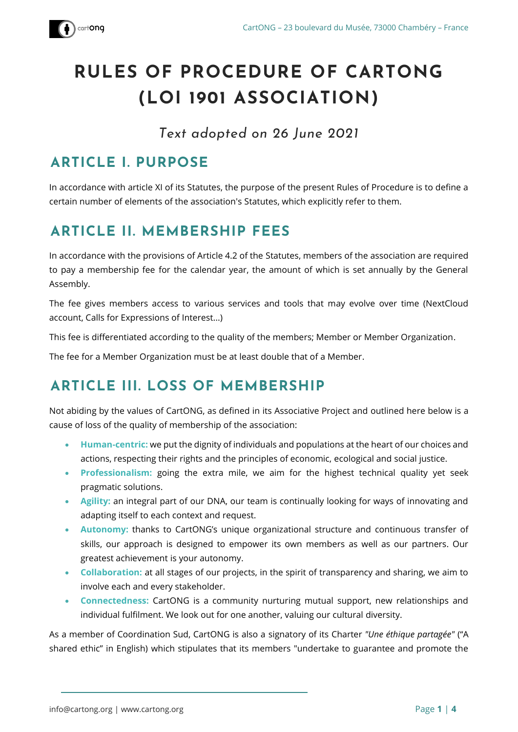# RULES OF PROCEDURE OF CARTONG (LOI 1901 ASSOCIATION)

*Text adopted on 26 June 2021*

## ARTICLE I. PURPOSE

In accordance with article XI of its Statutes, the purpose of the present Rules of Procedure is to define a certain number of elements of the association's Statutes, which explicitly refer to them.

## ARTICLE II. MEMBERSHIP FEES

In accordance with the provisions of Article 4.2 of the Statutes, members of the association are required to pay a membership fee for the calendar year, the amount of which is set annually by the General Assembly.

The fee gives members access to various services and tools that may evolve over time (NextCloud account, Calls for Expressions of Interest…)

This fee is differentiated according to the quality of the members; Member or Member Organization.

The fee for a Member Organization must be at least double that of a Member.

## ARTICLE III. LOSS OF MEMBERSHIP

Not abiding by the values of CartONG, as defined in its Associative Project and outlined here below is a cause of loss of the quality of membership of the association:

- **Human-centric:** we put the dignity of individuals and populations at the heart of our choices and actions, respecting their rights and the principles of economic, ecological and social justice.
- **Professionalism:** going the extra mile, we aim for the highest technical quality yet seek pragmatic solutions.
- **Agility:** an integral part of our DNA, our team is continually looking for ways of innovating and adapting itself to each context and request.
- **Autonomy:** thanks to CartONG's unique organizational structure and continuous transfer of skills, our approach is designed to empower its own members as well as our partners. Our greatest achievement is your autonomy.
- **Collaboration:** at all stages of our projects, in the spirit of transparency and sharing, we aim to involve each and every stakeholder.
- **Connectedness:** CartONG is a community nurturing mutual support, new relationships and individual fulfilment. We look out for one another, valuing our cultural diversity.

As a member of Coordination Sud, CartONG is also a signatory of its Charter *"Une éthique partagée"* ("A shared ethic" in English) which stipulates that its members "undertake to guarantee and promote the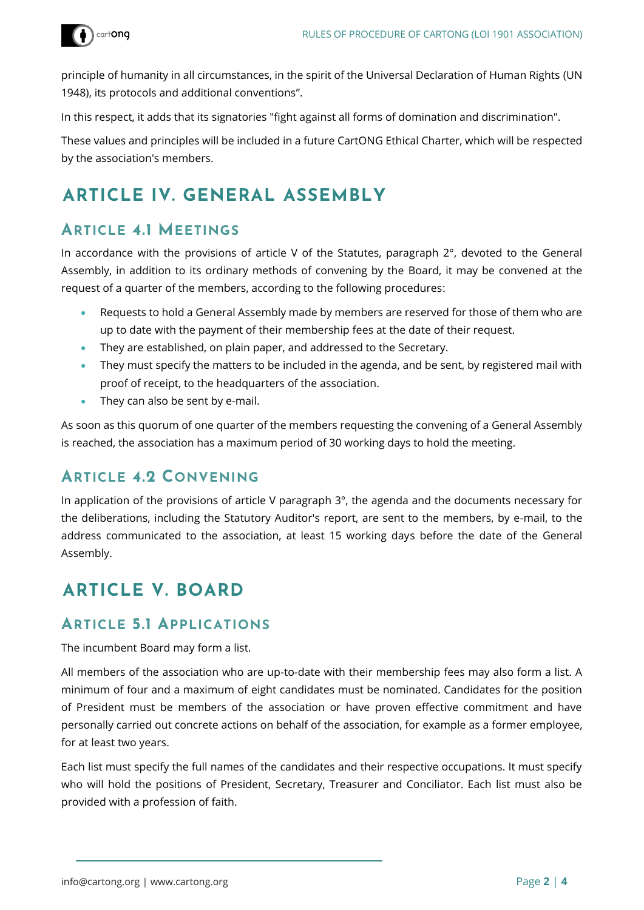principle of humanity in all circumstances, in the spirit of the Universal Declaration of Human Rights (UN 1948), its protocols and additional conventions".

In this respect, it adds that its signatories "fight against all forms of domination and discrimination".

These values and principles will be included in a future CartONG Ethical Charter, which will be respected by the association's members.

# ARTICLE IV. GENERAL ASSEMBLY

## ARTICLE 4.1 MEETINGS

In accordance with the provisions of article V of the Statutes, paragraph 2°, devoted to the General Assembly, in addition to its ordinary methods of convening by the Board, it may be convened at the request of a quarter of the members, according to the following procedures:

- Requests to hold a General Assembly made by members are reserved for those of them who are up to date with the payment of their membership fees at the date of their request.
- They are established, on plain paper, and addressed to the Secretary.
- They must specify the matters to be included in the agenda, and be sent, by registered mail with proof of receipt, to the headquarters of the association.
- They can also be sent by e-mail.

As soon as this quorum of one quarter of the members requesting the convening of a General Assembly is reached, the association has a maximum period of 30 working days to hold the meeting.

## ARTICLE 4.2 CONVENING

In application of the provisions of article V paragraph 3°, the agenda and the documents necessary for the deliberations, including the Statutory Auditor's report, are sent to the members, by e-mail, to the address communicated to the association, at least 15 working days before the date of the General Assembly.

# ARTICLE V. BOARD

## ARTICLE 5.1 APPLICATIONS

The incumbent Board may form a list.

All members of the association who are up-to-date with their membership fees may also form a list. A minimum of four and a maximum of eight candidates must be nominated. Candidates for the position of President must be members of the association or have proven effective commitment and have personally carried out concrete actions on behalf of the association, for example as a former employee, for at least two years.

Each list must specify the full names of the candidates and their respective occupations. It must specify who will hold the positions of President, Secretary, Treasurer and Conciliator. Each list must also be provided with a profession of faith.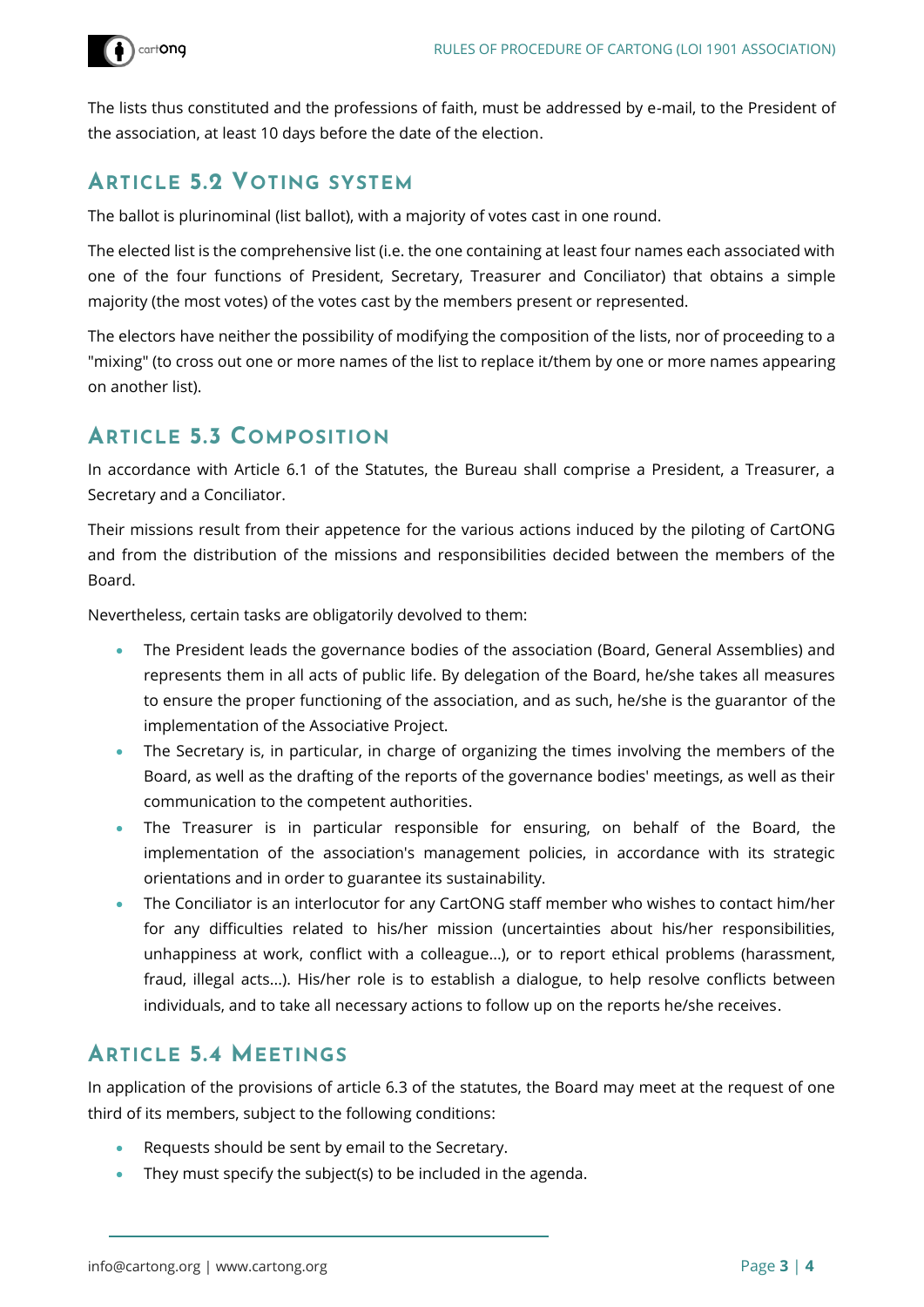The lists thus constituted and the professions of faith, must be addressed by e-mail, to the President of the association, at least 10 days before the date of the election.

## Article 5.2 Voting system

The ballot is plurinominal (list ballot), with a majority of votes cast in one round.

The elected list is the comprehensive list (i.e. the one containing at least four names each associated with one of the four functions of President, Secretary, Treasurer and Conciliator) that obtains a simple majority (the most votes) of the votes cast by the members present or represented.

The electors have neither the possibility of modifying the composition of the lists, nor of proceeding to a "mixing" (to cross out one or more names of the list to replace it/them by one or more names appearing on another list).

## Article 5.3 Composition

In accordance with Article 6.1 of the Statutes, the Bureau shall comprise a President, a Treasurer, a Secretary and a Conciliator.

Their missions result from their appetence for the various actions induced by the piloting of CartONG and from the distribution of the missions and responsibilities decided between the members of the Board.

Nevertheless, certain tasks are obligatorily devolved to them:

- The President leads the governance bodies of the association (Board, General Assemblies) and represents them in all acts of public life. By delegation of the Board, he/she takes all measures to ensure the proper functioning of the association, and as such, he/she is the guarantor of the implementation of the Associative Project.
- The Secretary is, in particular, in charge of organizing the times involving the members of the Board, as well as the drafting of the reports of the governance bodies' meetings, as well as their communication to the competent authorities.
- The Treasurer is in particular responsible for ensuring, on behalf of the Board, the implementation of the association's management policies, in accordance with its strategic orientations and in order to guarantee its sustainability.
- The Conciliator is an interlocutor for any CartONG staff member who wishes to contact him/her for any difficulties related to his/her mission (uncertainties about his/her responsibilities, unhappiness at work, conflict with a colleague...), or to report ethical problems (harassment, fraud, illegal acts...). His/her role is to establish a dialogue, to help resolve conflicts between individuals, and to take all necessary actions to follow up on the reports he/she receives.

## Article 5.4 Meetings

In application of the provisions of article 6.3 of the statutes, the Board may meet at the request of one third of its members, subject to the following conditions:

- Requests should be sent by email to the Secretary.
- They must specify the subject(s) to be included in the agenda.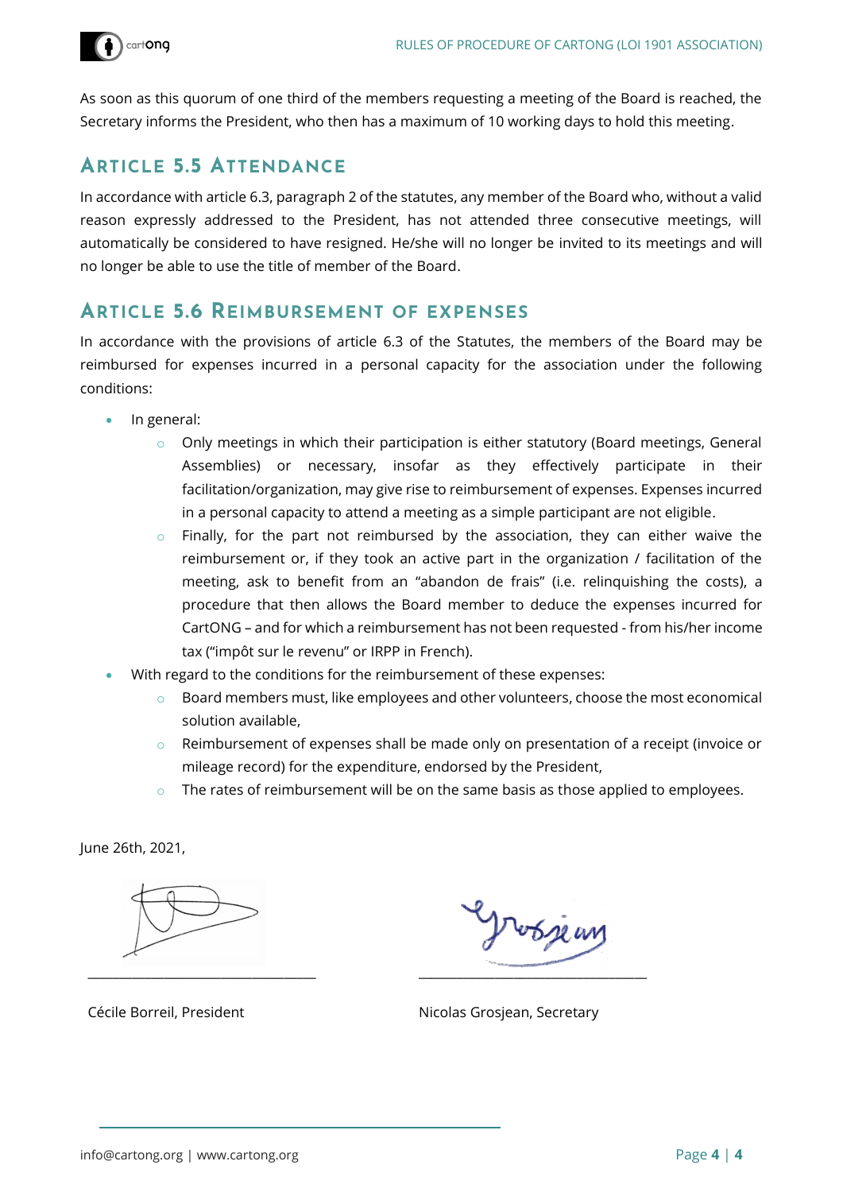As soon as this quorum of one third of the members requesting a meeting of the Board is reached, the Secretary informs the President, who then has a maximum of 10 working days to hold this meeting.

## Article 5.5 Attendance

In accordance with article 6.3, paragraph 2 of the statutes, any member of the Board who, without a valid reason expressly addressed to the President, has not attended three consecutive meetings, will automatically be considered to have resigned. He/she will no longer be invited to its meetings and will no longer be able to use the title of member of the Board.

## Article 5.6 Reimbursement of expenses

In accordance with the provisions of article 6.3 of the Statutes, the members of the Board may be reimbursed for expenses incurred in a personal capacity for the association under the following conditions:

- In general:
  - Only meetings in which their participation is either statutory (Board meetings, General Assemblies) or necessary, insofar as they effectively participate in their facilitation/organization, may give rise to reimbursement of expenses. Expenses incurred in a personal capacity to attend a meeting as a simple participant are not eligible.
  - Finally, for the part not reimbursed by the association, they can either waive the reimbursement or, if they took an active part in the organization / facilitation of the meeting, ask to benefit from an "abandon de frais" (i.e. relinquishing the costs), a procedure that then allows the Board member to deduce the expenses incurred for CartONG – and for which a reimbursement has not been requested - from his/her income tax ("impôt sur le revenu" or IRPP in French).
- With regard to the conditions for the reimbursement of these expenses:
  - Board members must, like employees and other volunteers, choose the most economical solution available,
  - Reimbursement of expenses shall be made only on presentation of a receipt (invoice or mileage record) for the expenditure, endorsed by the President,
  - The rates of reimbursement will be on the same basis as those applied to employees.

June 26th, 2021,

Cécile Borreil, President

Nicolas Grosjean, Secretary